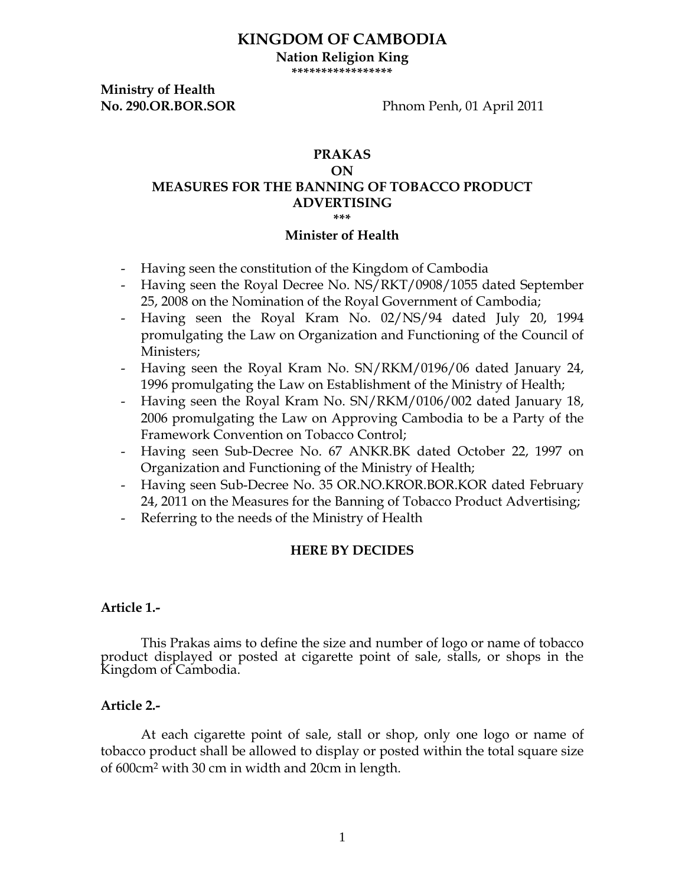# KINGDOM OF CAMBODIA

**Nation Religion King**

\*\*\*\*\*\*\*\*\*\*\*\*\*\*\*\*\*

**Ministry of Health**
**No. 290.OR.BOR.SOR** Phnom Penh, 01 April 2011

## PRAKAS
## ON
## MEASURES FOR THE BANNING OF TOBACCO PRODUCT ADVERTISING

\*\*\*

**Minister of Health**

- Having seen the constitution of the Kingdom of Cambodia
- Having seen the Royal Decree No. NS/RKT/0908/1055 dated September 25, 2008 on the Nomination of the Royal Government of Cambodia;
- Having seen the Royal Kram No. 02/NS/94 dated July 20, 1994 promulgating the Law on Organization and Functioning of the Council of Ministers;
- Having seen the Royal Kram No. SN/RKM/0196/06 dated January 24, 1996 promulgating the Law on Establishment of the Ministry of Health;
- Having seen the Royal Kram No. SN/RKM/0106/002 dated January 18, 2006 promulgating the Law on Approving Cambodia to be a Party of the Framework Convention on Tobacco Control;
- Having seen Sub-Decree No. 67 ANKR.BK dated October 22, 1997 on Organization and Functioning of the Ministry of Health;
- Having seen Sub-Decree No. 35 OR.NO.KROR.BOR.KOR dated February 24, 2011 on the Measures for the Banning of Tobacco Product Advertising;
- Referring to the needs of the Ministry of Health

**HERE BY DECIDES**

**Article 1.-**

This Prakas aims to define the size and number of logo or name of tobacco product displayed or posted at cigarette point of sale, stalls, or shops in the Kingdom of Cambodia.

**Article 2.-**

At each cigarette point of sale, stall or shop, only one logo or name of tobacco product shall be allowed to display or posted within the total square size of 600cm$^2$ with 30 cm in width and 20cm in length.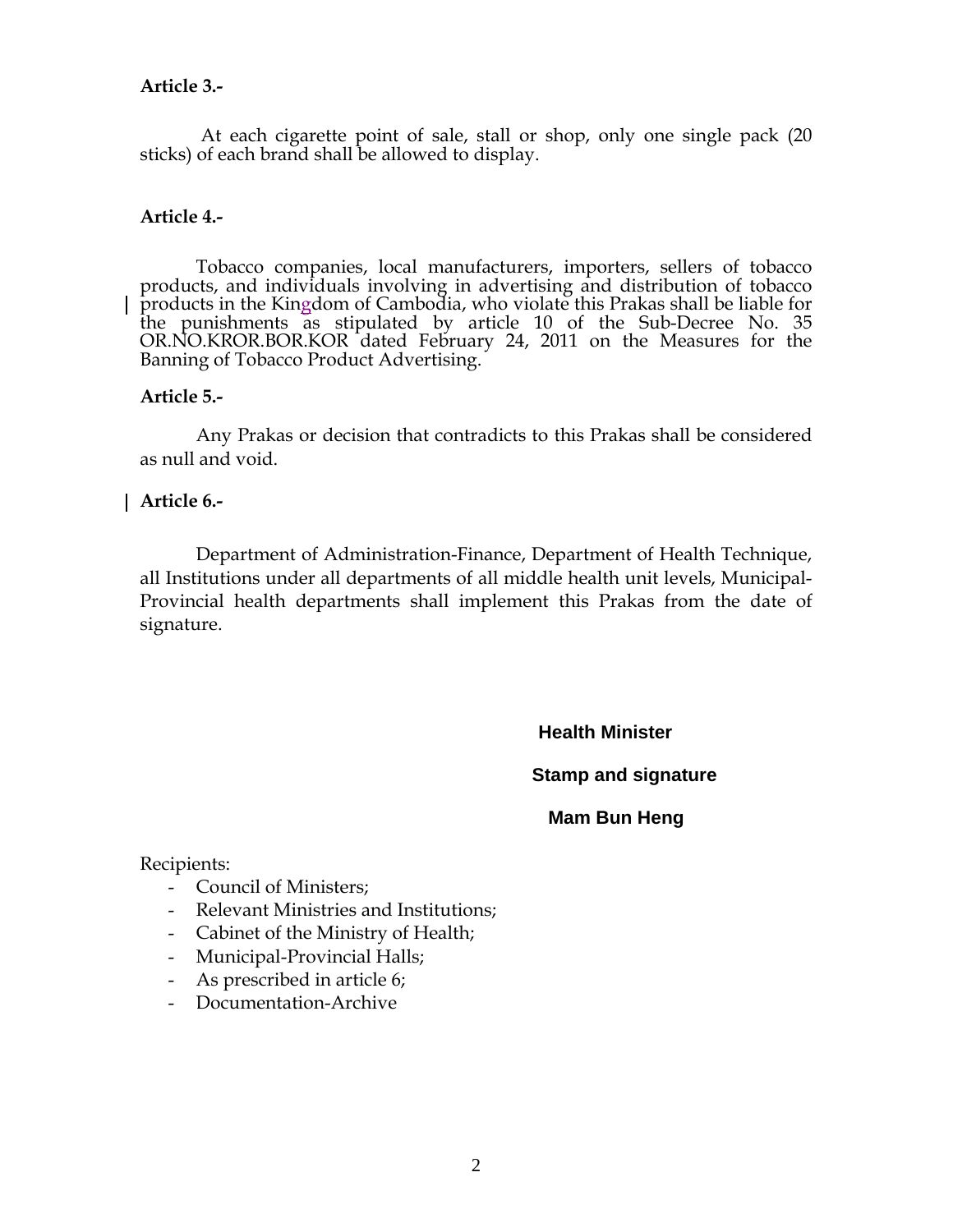**Article 3.-**

At each cigarette point of sale, stall or shop, only one single pack (20 sticks) of each brand shall be allowed to display.

**Article 4.-**

Tobacco companies, local manufacturers, importers, sellers of tobacco products, and individuals involving in advertising and distribution of tobacco products in the Kingdom of Cambodia, who violate this Prakas shall be liable for the punishments as stipulated by article 10 of the Sub-Decree No. 35 OR.NO.KROR.BOR.KOR dated February 24, 2011 on the Measures for the Banning of Tobacco Product Advertising.

**Article 5.-**

Any Prakas or decision that contradicts to this Prakas shall be considered as null and void.

**Article 6.-**

Department of Administration-Finance, Department of Health Technique, all Institutions under all departments of all middle health unit levels, Municipal-Provincial health departments shall implement this Prakas from the date of signature.

**Health Minister**

**Stamp and signature**

**Mam Bun Heng**

Recipients:

- Council of Ministers;
- Relevant Ministries and Institutions;
- Cabinet of the Ministry of Health;
- Municipal-Provincial Halls;
- As prescribed in article 6;
- Documentation-Archive